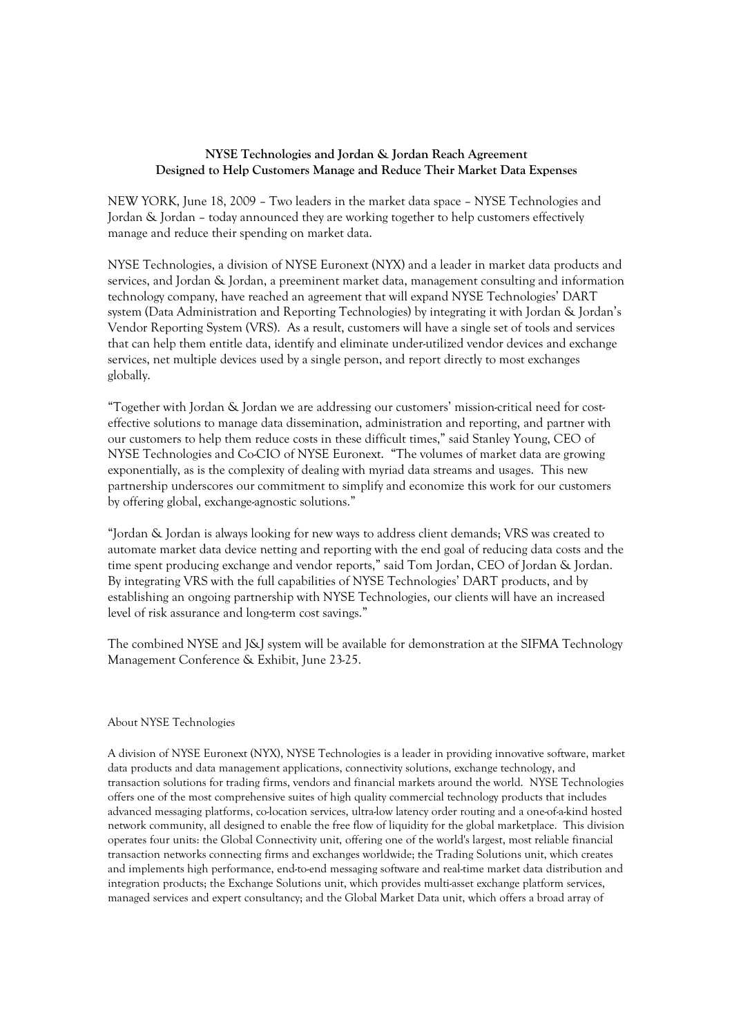**NYSE Technologies and Jordan & Jordan Reach Agreement**
**Designed to Help Customers Manage and Reduce Their Market Data Expenses**

NEW YORK, June 18, 2009 – Two leaders in the market data space – NYSE Technologies and Jordan & Jordan – today announced they are working together to help customers effectively manage and reduce their spending on market data.

NYSE Technologies, a division of NYSE Euronext (NYX) and a leader in market data products and services, and Jordan & Jordan, a preeminent market data, management consulting and information technology company, have reached an agreement that will expand NYSE Technologies' DART system (Data Administration and Reporting Technologies) by integrating it with Jordan & Jordan's Vendor Reporting System (VRS). As a result, customers will have a single set of tools and services that can help them entitle data, identify and eliminate under-utilized vendor devices and exchange services, net multiple devices used by a single person, and report directly to most exchanges globally.

"Together with Jordan & Jordan we are addressing our customers' mission-critical need for cost-effective solutions to manage data dissemination, administration and reporting, and partner with our customers to help them reduce costs in these difficult times," said Stanley Young, CEO of NYSE Technologies and Co-CIO of NYSE Euronext. "The volumes of market data are growing exponentially, as is the complexity of dealing with myriad data streams and usages. This new partnership underscores our commitment to simplify and economize this work for our customers by offering global, exchange-agnostic solutions."

"Jordan & Jordan is always looking for new ways to address client demands; VRS was created to automate market data device netting and reporting with the end goal of reducing data costs and the time spent producing exchange and vendor reports," said Tom Jordan, CEO of Jordan & Jordan. By integrating VRS with the full capabilities of NYSE Technologies' DART products, and by establishing an ongoing partnership with NYSE Technologies, our clients will have an increased level of risk assurance and long-term cost savings."

The combined NYSE and J&J system will be available for demonstration at the SIFMA Technology Management Conference & Exhibit, June 23-25.

About NYSE Technologies

A division of NYSE Euronext (NYX), NYSE Technologies is a leader in providing innovative software, market data products and data management applications, connectivity solutions, exchange technology, and transaction solutions for trading firms, vendors and financial markets around the world. NYSE Technologies offers one of the most comprehensive suites of high quality commercial technology products that includes advanced messaging platforms, co-location services, ultra-low latency order routing and a one-of-a-kind hosted network community, all designed to enable the free flow of liquidity for the global marketplace. This division operates four units: the Global Connectivity unit, offering one of the world's largest, most reliable financial transaction networks connecting firms and exchanges worldwide; the Trading Solutions unit, which creates and implements high performance, end-to-end messaging software and real-time market data distribution and integration products; the Exchange Solutions unit, which provides multi-asset exchange platform services, managed services and expert consultancy; and the Global Market Data unit, which offers a broad array of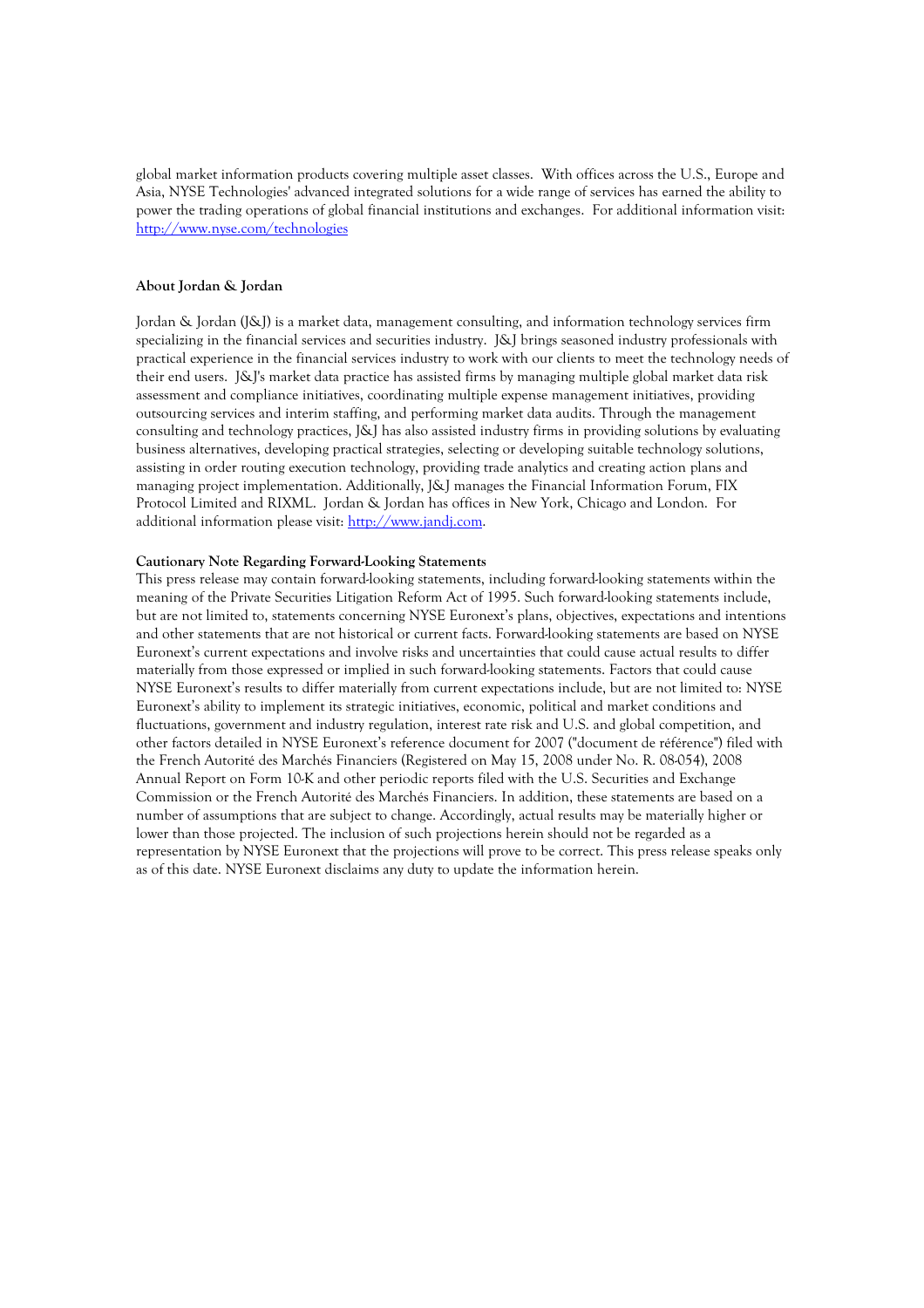global market information products covering multiple asset classes. With offices across the U.S., Europe and Asia, NYSE Technologies' advanced integrated solutions for a wide range of services has earned the ability to power the trading operations of global financial institutions and exchanges. For additional information visit: http://www.nyse.com/technologies

**About Jordan & Jordan**

Jordan & Jordan (J&J) is a market data, management consulting, and information technology services firm specializing in the financial services and securities industry. J&J brings seasoned industry professionals with practical experience in the financial services industry to work with our clients to meet the technology needs of their end users. J&J's market data practice has assisted firms by managing multiple global market data risk assessment and compliance initiatives, coordinating multiple expense management initiatives, providing outsourcing services and interim staffing, and performing market data audits. Through the management consulting and technology practices, J&J has also assisted industry firms in providing solutions by evaluating business alternatives, developing practical strategies, selecting or developing suitable technology solutions, assisting in order routing execution technology, providing trade analytics and creating action plans and managing project implementation. Additionally, J&J manages the Financial Information Forum, FIX Protocol Limited and RIXML. Jordan & Jordan has offices in New York, Chicago and London. For additional information please visit: http://www.jandj.com.

**Cautionary Note Regarding Forward-Looking Statements**

This press release may contain forward-looking statements, including forward-looking statements within the meaning of the Private Securities Litigation Reform Act of 1995. Such forward-looking statements include, but are not limited to, statements concerning NYSE Euronext's plans, objectives, expectations and intentions and other statements that are not historical or current facts. Forward-looking statements are based on NYSE Euronext's current expectations and involve risks and uncertainties that could cause actual results to differ materially from those expressed or implied in such forward-looking statements. Factors that could cause NYSE Euronext's results to differ materially from current expectations include, but are not limited to: NYSE Euronext's ability to implement its strategic initiatives, economic, political and market conditions and fluctuations, government and industry regulation, interest rate risk and U.S. and global competition, and other factors detailed in NYSE Euronext's reference document for 2007 ("document de référence") filed with the French Autorité des Marchés Financiers (Registered on May 15, 2008 under No. R. 08-054), 2008 Annual Report on Form 10-K and other periodic reports filed with the U.S. Securities and Exchange Commission or the French Autorité des Marchés Financiers. In addition, these statements are based on a number of assumptions that are subject to change. Accordingly, actual results may be materially higher or lower than those projected. The inclusion of such projections herein should not be regarded as a representation by NYSE Euronext that the projections will prove to be correct. This press release speaks only as of this date. NYSE Euronext disclaims any duty to update the information herein.